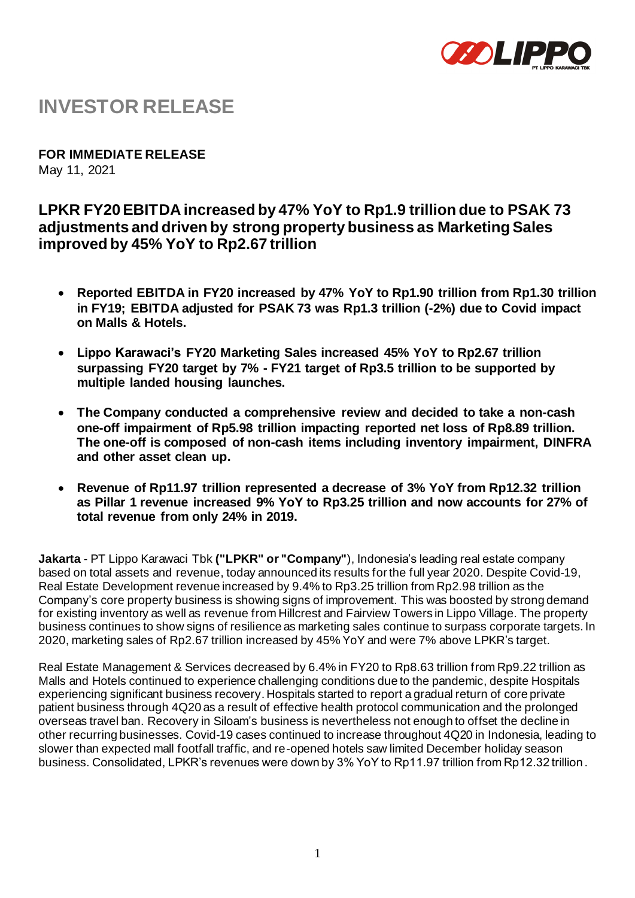# INVESTOR RELEASE

**FOR IMMEDIATE RELEASE**
May 11, 2021

## LPKR FY20 EBITDA increased by 47% YoY to Rp1.9 trillion due to PSAK 73 adjustments and driven by strong property business as Marketing Sales improved by 45% YoY to Rp2.67 trillion

- **Reported EBITDA in FY20 increased by 47% YoY to Rp1.90 trillion from Rp1.30 trillion in FY19; EBITDA adjusted for PSAK 73 was Rp1.3 trillion (-2%) due to Covid impact on Malls & Hotels.**

- **Lippo Karawaci's FY20 Marketing Sales increased 45% YoY to Rp2.67 trillion surpassing FY20 target by 7% - FY21 target of Rp3.5 trillion to be supported by multiple landed housing launches.**

- **The Company conducted a comprehensive review and decided to take a non-cash one-off impairment of Rp5.98 trillion impacting reported net loss of Rp8.89 trillion. The one-off is composed of non-cash items including inventory impairment, DINFRA and other asset clean up.**

- **Revenue of Rp11.97 trillion represented a decrease of 3% YoY from Rp12.32 trillion as Pillar 1 revenue increased 9% YoY to Rp3.25 trillion and now accounts for 27% of total revenue from only 24% in 2019.**

**Jakarta** - PT Lippo Karawaci Tbk **("LPKR" or "Company"**), Indonesia's leading real estate company based on total assets and revenue, today announced its results for the full year 2020. Despite Covid-19, Real Estate Development revenue increased by 9.4% to Rp3.25 trillion from Rp2.98 trillion as the Company's core property business is showing signs of improvement. This was boosted by strong demand for existing inventory as well as revenue from Hillcrest and Fairview Towers in Lippo Village. The property business continues to show signs of resilience as marketing sales continue to surpass corporate targets. In 2020, marketing sales of Rp2.67 trillion increased by 45% YoY and were 7% above LPKR's target.

Real Estate Management & Services decreased by 6.4% in FY20 to Rp8.63 trillion from Rp9.22 trillion as Malls and Hotels continued to experience challenging conditions due to the pandemic, despite Hospitals experiencing significant business recovery. Hospitals started to report a gradual return of core private patient business through 4Q20 as a result of effective health protocol communication and the prolonged overseas travel ban. Recovery in Siloam's business is nevertheless not enough to offset the decline in other recurring businesses. Covid-19 cases continued to increase throughout 4Q20 in Indonesia, leading to slower than expected mall footfall traffic, and re-opened hotels saw limited December holiday season business. Consolidated, LPKR's revenues were down by 3% YoY to Rp11.97 trillion from Rp12.32 trillion.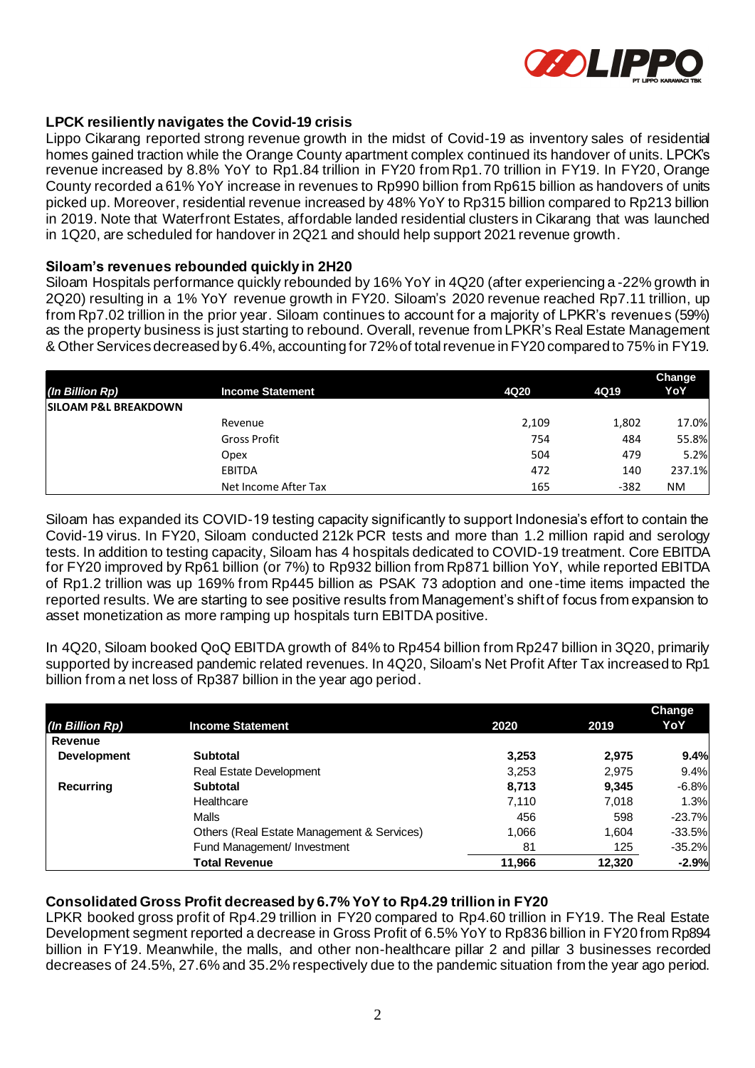### LPCK resiliently navigates the Covid-19 crisis

Lippo Cikarang reported strong revenue growth in the midst of Covid-19 as inventory sales of residential homes gained traction while the Orange County apartment complex continued its handover of units. LPCK's revenue increased by 8.8% YoY to Rp1.84 trillion in FY20 from Rp1.70 trillion in FY19. In FY20, Orange County recorded a 61% YoY increase in revenues to Rp990 billion from Rp615 billion as handovers of units picked up. Moreover, residential revenue increased by 48% YoY to Rp315 billion compared to Rp213 billion in 2019. Note that Waterfront Estates, affordable landed residential clusters in Cikarang that was launched in 1Q20, are scheduled for handover in 2Q21 and should help support 2021 revenue growth.

### Siloam's revenues rebounded quickly in 2H20

Siloam Hospitals performance quickly rebounded by 16% YoY in 4Q20 (after experiencing a -22% growth in 2Q20) resulting in a 1% YoY revenue growth in FY20. Siloam's 2020 revenue reached Rp7.11 trillion, up from Rp7.02 trillion in the prior year. Siloam continues to account for a majority of LPKR's revenues (59%) as the property business is just starting to rebound. Overall, revenue from LPKR's Real Estate Management & Other Services decreased by 6.4%, accounting for 72% of total revenue in FY20 compared to 75% in FY19.

| *(In Billion Rp)* | Income Statement | 4Q20 | 4Q19 | Change YoY |
|---|---|---|---|---|
| **SILOAM P&L BREAKDOWN** | | | | |
| | Revenue | 2,109 | 1,802 | 17.0% |
| | Gross Profit | 754 | 484 | 55.8% |
| | Opex | 504 | 479 | 5.2% |
| | EBITDA | 472 | 140 | 237.1% |
| | Net Income After Tax | 165 | -382 | NM |

Siloam has expanded its COVID-19 testing capacity significantly to support Indonesia's effort to contain the Covid-19 virus. In FY20, Siloam conducted 212k PCR tests and more than 1.2 million rapid and serology tests. In addition to testing capacity, Siloam has 4 hospitals dedicated to COVID-19 treatment. Core EBITDA for FY20 improved by Rp61 billion (or 7%) to Rp932 billion from Rp871 billion YoY, while reported EBITDA of Rp1.2 trillion was up 169% from Rp445 billion as PSAK 73 adoption and one-time items impacted the reported results. We are starting to see positive results from Management's shift of focus from expansion to asset monetization as more ramping up hospitals turn EBITDA positive.

In 4Q20, Siloam booked QoQ EBITDA growth of 84% to Rp454 billion from Rp247 billion in 3Q20, primarily supported by increased pandemic related revenues. In 4Q20, Siloam's Net Profit After Tax increased to Rp1 billion from a net loss of Rp387 billion in the year ago period.

| *(In Billion Rp)* | Income Statement | 2020 | 2019 | Change YoY |
|---|---|---|---|---|
| **Revenue** | | | | |
| **Development** | **Subtotal** | **3,253** | **2,975** | **9.4%** |
| | Real Estate Development | 3,253 | 2,975 | 9.4% |
| **Recurring** | **Subtotal** | **8,713** | **9,345** | **-6.8%** |
| | Healthcare | 7,110 | 7,018 | 1.3% |
| | Malls | 456 | 598 | -23.7% |
| | Others (Real Estate Management & Services) | 1,066 | 1,604 | -33.5% |
| | Fund Management/ Investment | 81 | 125 | -35.2% |
| | **Total Revenue** | **11,966** | **12,320** | **-2.9%** |

### Consolidated Gross Profit decreased by 6.7% YoY to Rp4.29 trillion in FY20

LPKR booked gross profit of Rp4.29 trillion in FY20 compared to Rp4.60 trillion in FY19. The Real Estate Development segment reported a decrease in Gross Profit of 6.5% YoY to Rp836 billion in FY20 from Rp894 billion in FY19. Meanwhile, the malls, and other non-healthcare pillar 2 and pillar 3 businesses recorded decreases of 24.5%, 27.6% and 35.2% respectively due to the pandemic situation from the year ago period.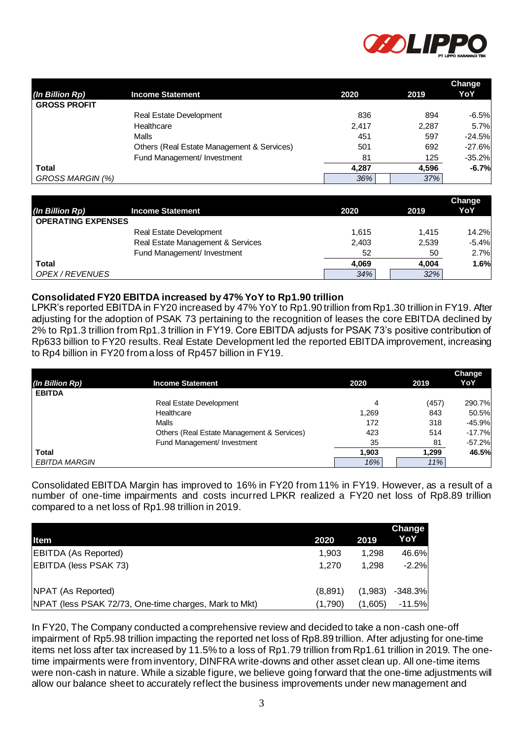| *(In Billion Rp)* | Income Statement | 2020 | 2019 | Change YoY |
|---|---|---|---|---|
| **GROSS PROFIT** | | | | |
| | Real Estate Development | 836 | 894 | -6.5% |
| | Healthcare | 2,417 | 2,287 | 5.7% |
| | Malls | 451 | 597 | -24.5% |
| | Others (Real Estate Management & Services) | 501 | 692 | -27.6% |
| | Fund Management/ Investment | 81 | 125 | -35.2% |
| **Total** | | **4,287** | **4,596** | **-6.7%** |
| *GROSS MARGIN (%)* | | *36%* | *37%* | |

| *(In Billion Rp)* | Income Statement | 2020 | 2019 | Change YoY |
|---|---|---|---|---|
| **OPERATING EXPENSES** | | | | |
| | Real Estate Development | 1,615 | 1,415 | 14.2% |
| | Real Estate Management & Services | 2,403 | 2,539 | -5.4% |
| | Fund Management/ Investment | 52 | 50 | 2.7% |
| **Total** | | **4,069** | **4,004** | **1.6%** |
| *OPEX / REVENUES* | | *34%* | *32%* | |

**Consolidated FY20 EBITDA increased by 47% YoY to Rp1.90 trillion**

LPKR's reported EBITDA in FY20 increased by 47% YoY to Rp1.90 trillion from Rp1.30 trillion in FY19. After adjusting for the adoption of PSAK 73 pertaining to the recognition of leases the core EBITDA declined by 2% to Rp1.3 trillion from Rp1.3 trillion in FY19. Core EBITDA adjusts for PSAK 73's positive contribution of Rp633 billion to FY20 results. Real Estate Development led the reported EBITDA improvement, increasing to Rp4 billion in FY20 from a loss of Rp457 billion in FY19.

| *(In Billion Rp)* | Income Statement | 2020 | 2019 | Change YoY |
|---|---|---|---|---|
| **EBITDA** | | | | |
| | Real Estate Development | 4 | (457) | 290.7% |
| | Healthcare | 1,269 | 843 | 50.5% |
| | Malls | 172 | 318 | -45.9% |
| | Others (Real Estate Management & Services) | 423 | 514 | -17.7% |
| | Fund Management/ Investment | 35 | 81 | -57.2% |
| **Total** | | **1,903** | **1,299** | **46.5%** |
| *EBITDA MARGIN* | | *16%* | *11%* | |

Consolidated EBITDA Margin has improved to 16% in FY20 from 11% in FY19. However, as a result of a number of one-time impairments and costs incurred LPKR realized a FY20 net loss of Rp8.89 trillion compared to a net loss of Rp1.98 trillion in 2019.

| Item | 2020 | 2019 | Change YoY |
|---|---|---|---|
| EBITDA (As Reported) | 1,903 | 1,298 | 46.6% |
| EBITDA (less PSAK 73) | 1,270 | 1,298 | -2.2% |
| | | | |
| NPAT (As Reported) | (8,891) | (1,983) | -348.3% |
| NPAT (less PSAK 72/73, One-time charges, Mark to Mkt) | (1,790) | (1,605) | -11.5% |

In FY20, The Company conducted a comprehensive review and decided to take a non-cash one-off impairment of Rp5.98 trillion impacting the reported net loss of Rp8.89 trillion. After adjusting for one-time items net loss after tax increased by 11.5% to a loss of Rp1.79 trillion from Rp1.61 trillion in 2019. The one-time impairments were from inventory, DINFRA write-downs and other asset clean up. All one-time items were non-cash in nature. While a sizable figure, we believe going forward that the one-time adjustments will allow our balance sheet to accurately reflect the business improvements under new management and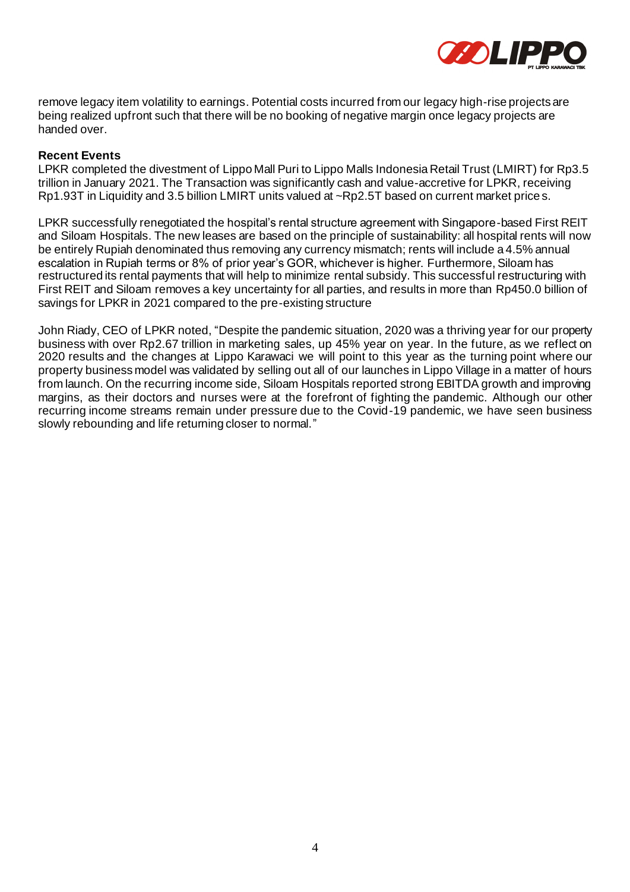remove legacy item volatility to earnings. Potential costs incurred from our legacy high-rise projects are being realized upfront such that there will be no booking of negative margin once legacy projects are handed over.

**Recent Events**

LPKR completed the divestment of Lippo Mall Puri to Lippo Malls Indonesia Retail Trust (LMIRT) for Rp3.5 trillion in January 2021. The Transaction was significantly cash and value-accretive for LPKR, receiving Rp1.93T in Liquidity and 3.5 billion LMIRT units valued at ~Rp2.5T based on current market prices.

LPKR successfully renegotiated the hospital's rental structure agreement with Singapore-based First REIT and Siloam Hospitals. The new leases are based on the principle of sustainability: all hospital rents will now be entirely Rupiah denominated thus removing any currency mismatch; rents will include a 4.5% annual escalation in Rupiah terms or 8% of prior year's GOR, whichever is higher. Furthermore, Siloam has restructured its rental payments that will help to minimize rental subsidy. This successful restructuring with First REIT and Siloam removes a key uncertainty for all parties, and results in more than Rp450.0 billion of savings for LPKR in 2021 compared to the pre-existing structure

John Riady, CEO of LPKR noted, "Despite the pandemic situation, 2020 was a thriving year for our property business with over Rp2.67 trillion in marketing sales, up 45% year on year. In the future, as we reflect on 2020 results and the changes at Lippo Karawaci we will point to this year as the turning point where our property business model was validated by selling out all of our launches in Lippo Village in a matter of hours from launch. On the recurring income side, Siloam Hospitals reported strong EBITDA growth and improving margins, as their doctors and nurses were at the forefront of fighting the pandemic. Although our other recurring income streams remain under pressure due to the Covid-19 pandemic, we have seen business slowly rebounding and life returning closer to normal."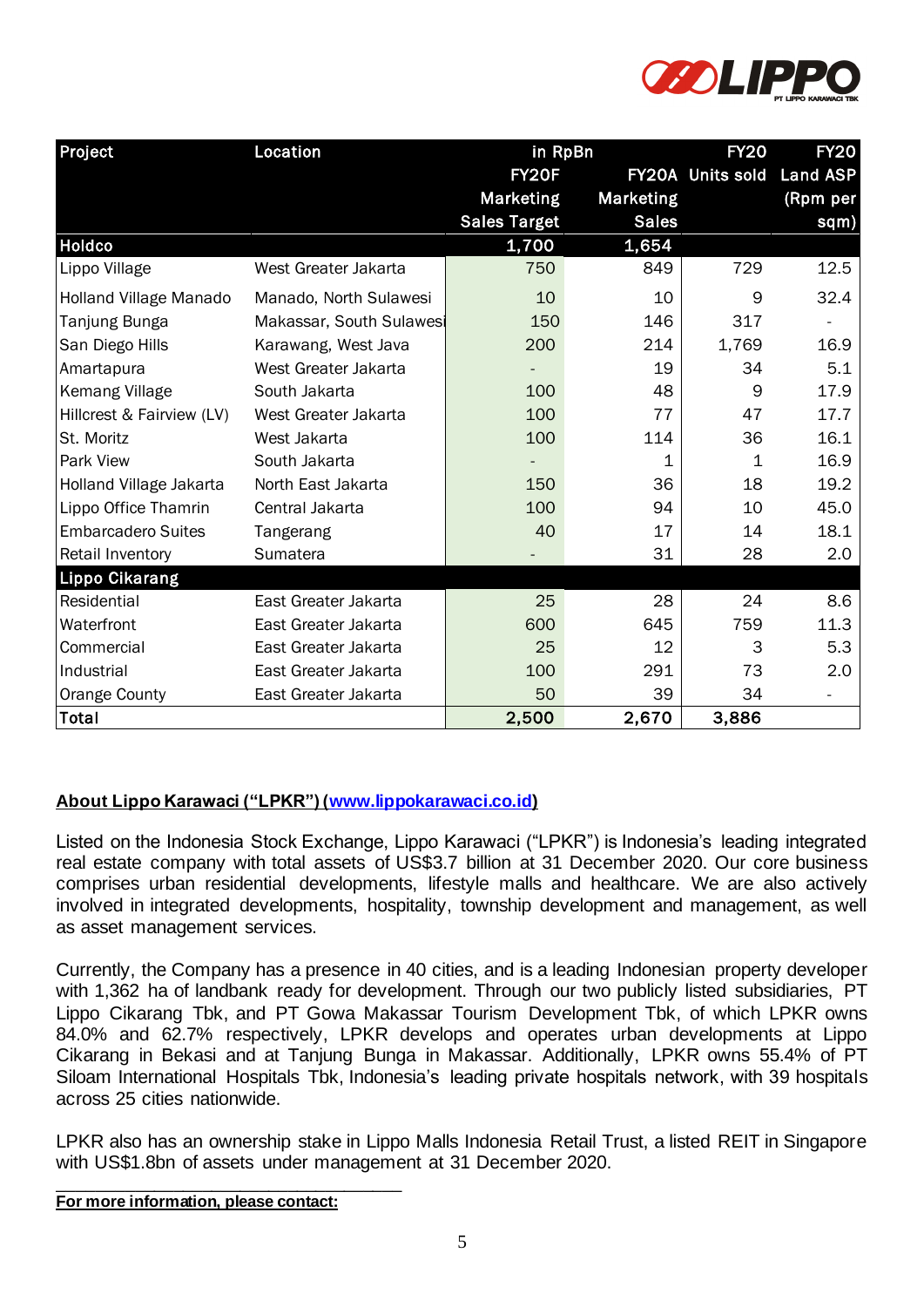| Project | Location | in RpBn FY20F Marketing Sales Target | FY20A Marketing Sales | FY20 Units sold | FY20 Land ASP (Rpm per sqm) |
|---|---|---|---|---|---|
| **Holdco** | | **1,700** | **1,654** | | |
| Lippo Village | West Greater Jakarta | 750 | 849 | 729 | 12.5 |
| Holland Village Manado | Manado, North Sulawesi | 10 | 10 | 9 | 32.4 |
| Tanjung Bunga | Makassar, South Sulawesi | 150 | 146 | 317 | - |
| San Diego Hills | Karawang, West Java | 200 | 214 | 1,769 | 16.9 |
| Amartapura | West Greater Jakarta | - | 19 | 34 | 5.1 |
| Kemang Village | South Jakarta | 100 | 48 | 9 | 17.9 |
| Hillcrest & Fairview (LV) | West Greater Jakarta | 100 | 77 | 47 | 17.7 |
| St. Moritz | West Jakarta | 100 | 114 | 36 | 16.1 |
| Park View | South Jakarta | - | 1 | 1 | 16.9 |
| Holland Village Jakarta | North East Jakarta | 150 | 36 | 18 | 19.2 |
| Lippo Office Thamrin | Central Jakarta | 100 | 94 | 10 | 45.0 |
| Embarcadero Suites | Tangerang | 40 | 17 | 14 | 18.1 |
| Retail Inventory | Sumatera | - | 31 | 28 | 2.0 |
| **Lippo Cikarang** | | | | | |
| Residential | East Greater Jakarta | 25 | 28 | 24 | 8.6 |
| Waterfront | East Greater Jakarta | 600 | 645 | 759 | 11.3 |
| Commercial | East Greater Jakarta | 25 | 12 | 3 | 5.3 |
| Industrial | East Greater Jakarta | 100 | 291 | 73 | 2.0 |
| Orange County | East Greater Jakarta | 50 | 39 | 34 | - |
| **Total** | | **2,500** | **2,670** | **3,886** | |

**About Lippo Karawaci ("LPKR") (www.lippokarawaci.co.id)**

Listed on the Indonesia Stock Exchange, Lippo Karawaci ("LPKR") is Indonesia's leading integrated real estate company with total assets of US$3.7 billion at 31 December 2020. Our core business comprises urban residential developments, lifestyle malls and healthcare. We are also actively involved in integrated developments, hospitality, township development and management, as well as asset management services.

Currently, the Company has a presence in 40 cities, and is a leading Indonesian property developer with 1,362 ha of landbank ready for development. Through our two publicly listed subsidiaries, PT Lippo Cikarang Tbk, and PT Gowa Makassar Tourism Development Tbk, of which LPKR owns 84.0% and 62.7% respectively, LPKR develops and operates urban developments at Lippo Cikarang in Bekasi and at Tanjung Bunga in Makassar. Additionally, LPKR owns 55.4% of PT Siloam International Hospitals Tbk, Indonesia's leading private hospitals network, with 39 hospitals across 25 cities nationwide.

LPKR also has an ownership stake in Lippo Malls Indonesia Retail Trust, a listed REIT in Singapore with US$1.8bn of assets under management at 31 December 2020.

**For more information, please contact:**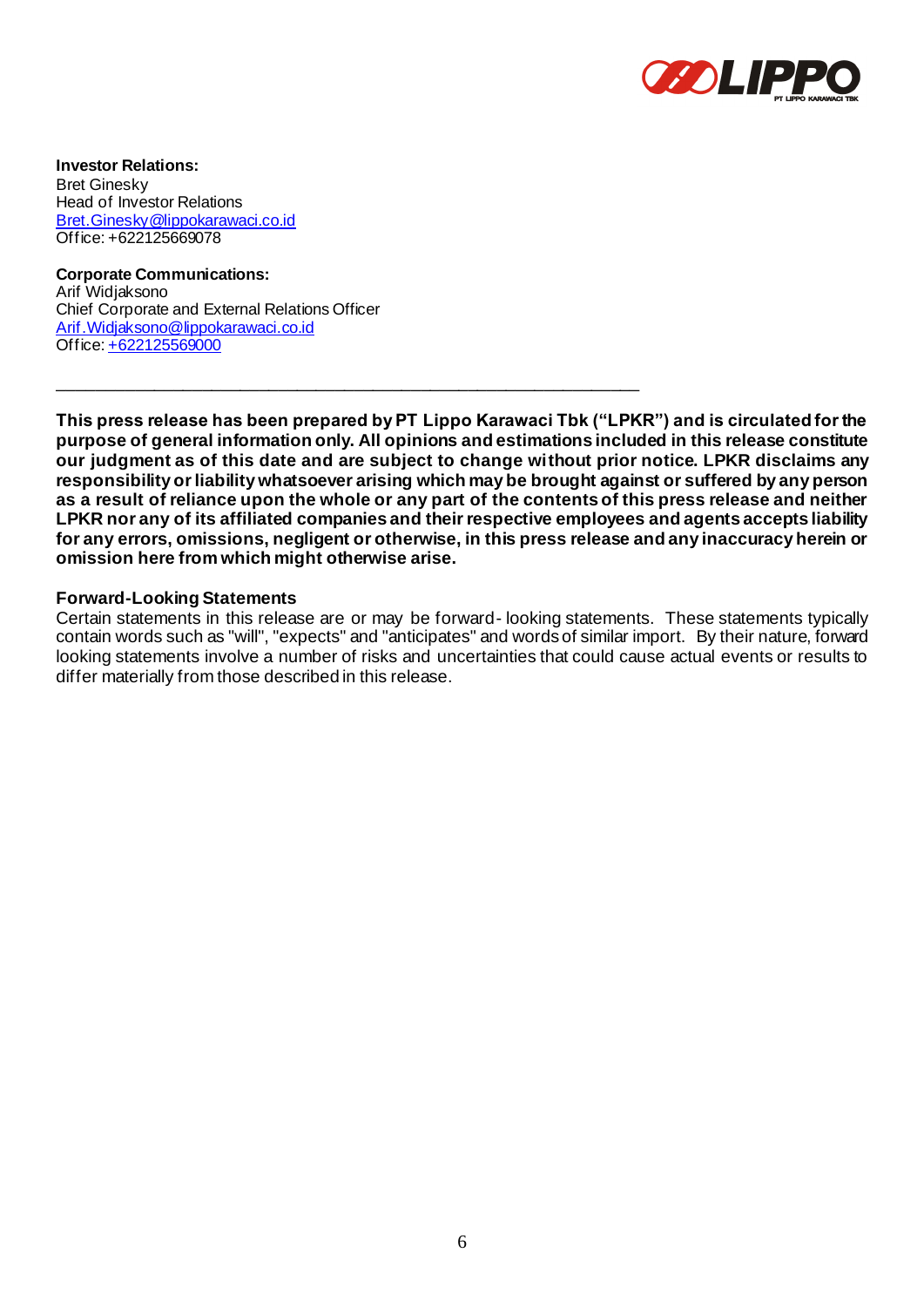**Investor Relations:**
Bret Ginesky
Head of Investor Relations
Bret.Ginesky@lippokarawaci.co.id
Office: +622125669078

**Corporate Communications:**
Arif Widjaksono
Chief Corporate and External Relations Officer
Arif.Widjaksono@lippokarawaci.co.id
Office: +622125569000

---

**This press release has been prepared by PT Lippo Karawaci Tbk ("LPKR") and is circulated for the purpose of general information only. All opinions and estimations included in this release constitute our judgment as of this date and are subject to change without prior notice. LPKR disclaims any responsibility or liability whatsoever arising which may be brought against or suffered by any person as a result of reliance upon the whole or any part of the contents of this press release and neither LPKR nor any of its affiliated companies and their respective employees and agents accepts liability for any errors, omissions, negligent or otherwise, in this press release and any inaccuracy herein or omission here from which might otherwise arise.**

**Forward-Looking Statements**
Certain statements in this release are or may be forward- looking statements. These statements typically contain words such as "will", "expects" and "anticipates" and words of similar import. By their nature, forward looking statements involve a number of risks and uncertainties that could cause actual events or results to differ materially from those described in this release.